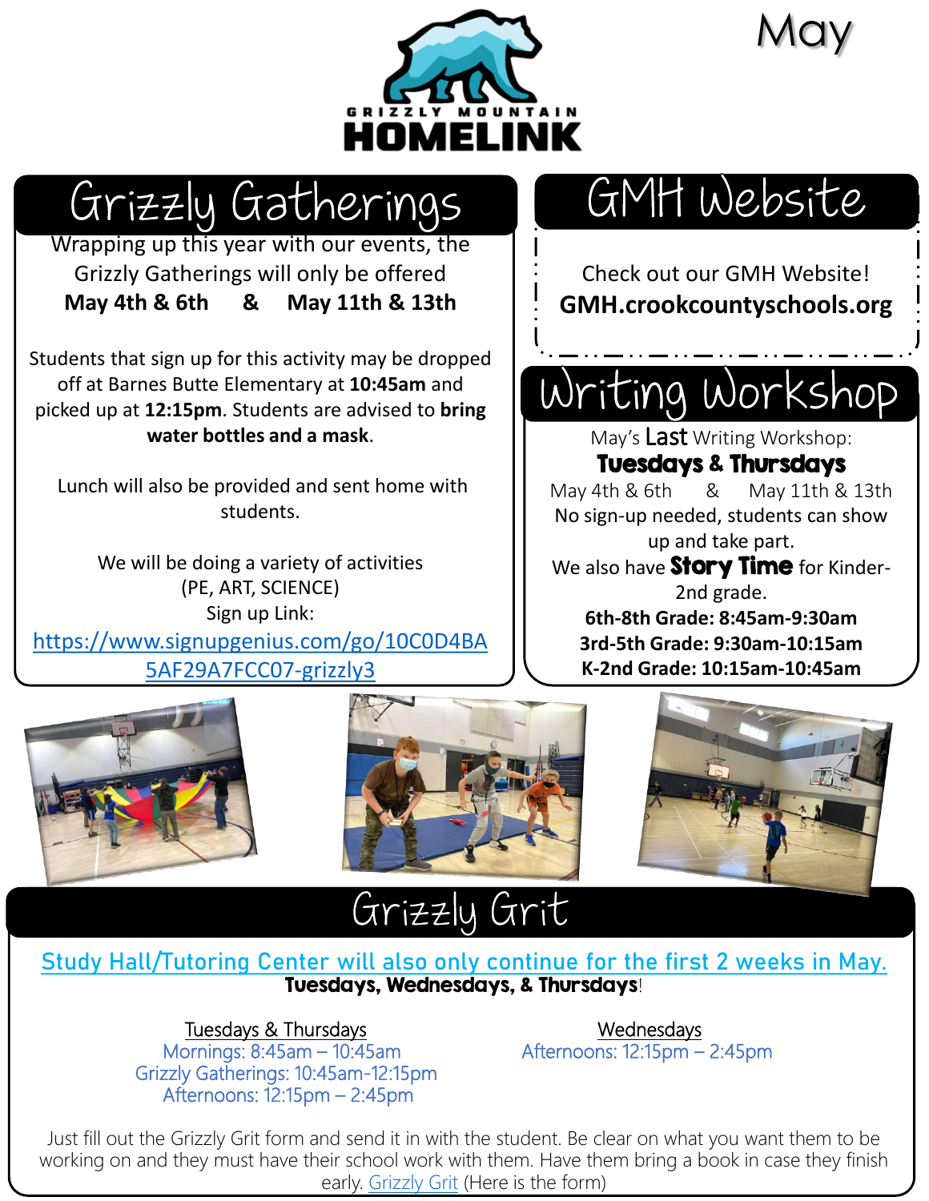# GRIZZLY MOUNTAIN HOMELINK

May

## Grizzly Gatherings

Wrapping up this year with our events, the Grizzly Gatherings will only be offered
**May 4th & 6th & May 11th & 13th**

Students that sign up for this activity may be dropped off at Barnes Butte Elementary at **10:45am** and picked up at **12:15pm**. Students are advised to **bring water bottles and a mask**.

Lunch will also be provided and sent home with students.

We will be doing a variety of activities (PE, ART, SCIENCE)
Sign up Link:
[https://www.signupgenius.com/go/10C0D4BA5AF29A7FCC07-grizzly3](https://www.signupgenius.com/go/10C0D4BA5AF29A7FCC07-grizzly3)

## GMH Website

Check out our GMH Website!
**GMH.crookcountyschools.org**

## Writing Workshop

May's **Last** Writing Workshop:
**Tuesdays & Thursdays**
May 4th & 6th & May 11th & 13th
No sign-up needed, students can show up and take part.
We also have **Story Time** for Kinder-2nd grade.
**6th-8th Grade: 8:45am-9:30am**
**3rd-5th Grade: 9:30am-10:15am**
**K-2nd Grade: 10:15am-10:45am**

## Grizzly Grit

Study Hall/Tutoring Center will also only continue for the first 2 weeks in May.
**Tuesdays, Wednesdays, & Thursdays**!

Tuesdays & Thursdays
Mornings: 8:45am – 10:45am
Grizzly Gatherings: 10:45am-12:15pm
Afternoons: 12:15pm – 2:45pm

Wednesdays
Afternoons: 12:15pm – 2:45pm

Just fill out the Grizzly Grit form and send it in with the student. Be clear on what you want them to be working on and they must have their school work with them. Have them bring a book in case they finish early. Grizzly Grit (Here is the form)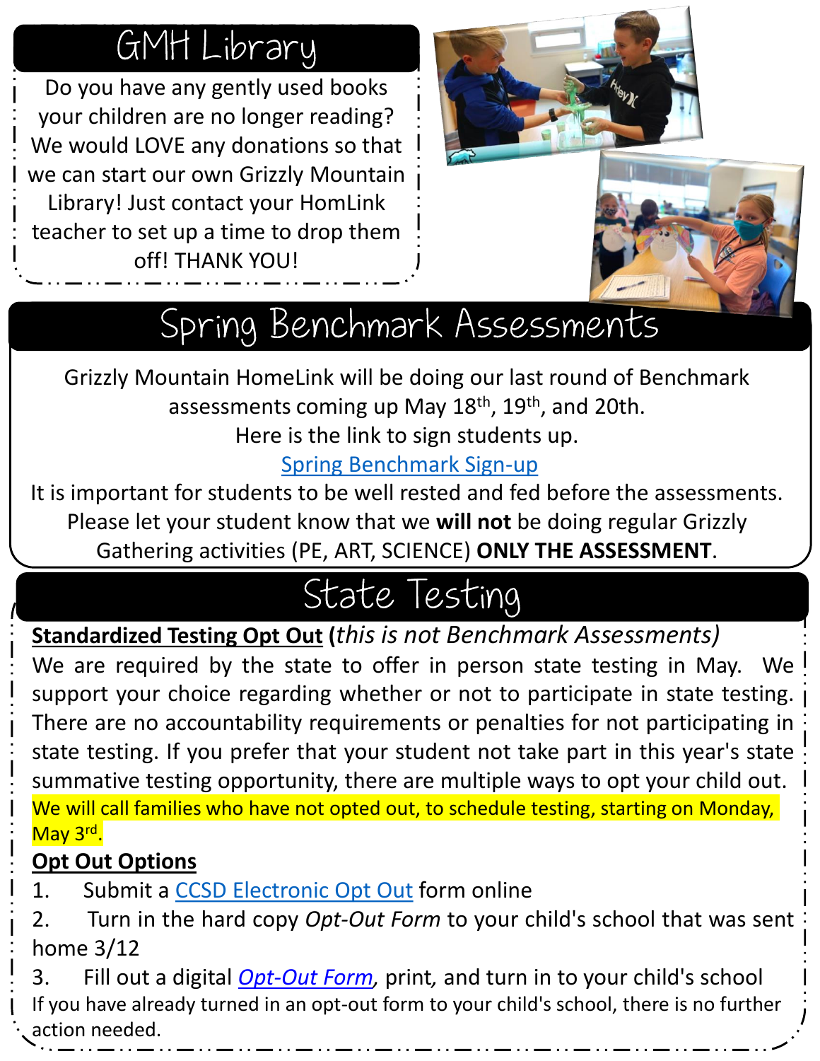## GMH Library

Do you have any gently used books your children are no longer reading? We would LOVE any donations so that we can start our own Grizzly Mountain Library! Just contact your HomLink teacher to set up a time to drop them off! THANK YOU!

## Spring Benchmark Assessments

Grizzly Mountain HomeLink will be doing our last round of Benchmark assessments coming up May 18th, 19th, and 20th.

Here is the link to sign students up.

Spring Benchmark Sign-up

It is important for students to be well rested and fed before the assessments. Please let your student know that we **will not** be doing regular Grizzly Gathering activities (PE, ART, SCIENCE) **ONLY THE ASSESSMENT**.

## State Testing

**Standardized Testing Opt Out** (*this is not Benchmark Assessments)*

We are required by the state to offer in person state testing in May. We support your choice regarding whether or not to participate in state testing. There are no accountability requirements or penalties for not participating in state testing. If you prefer that your student not take part in this year's state summative testing opportunity, there are multiple ways to opt your child out.

We will call families who have not opted out, to schedule testing, starting on Monday, May 3rd.

**Opt Out Options**

1. Submit a CCSD Electronic Opt Out form online
2. Turn in the hard copy *Opt-Out Form* to your child's school that was sent home 3/12
3. Fill out a digital *Opt-Out Form*, print, and turn in to your child's school

If you have already turned in an opt-out form to your child's school, there is no further action needed.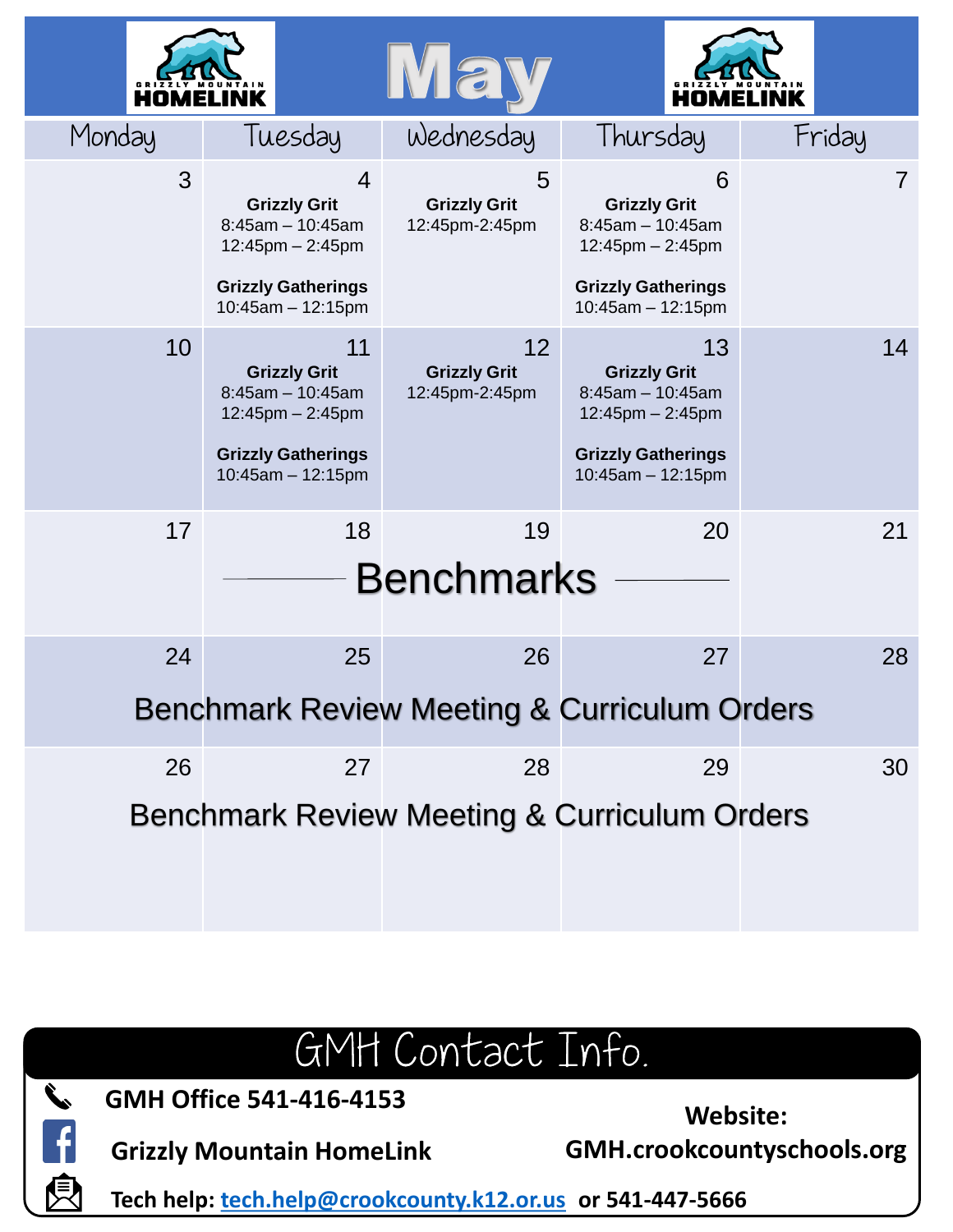# May

| Monday | Tuesday | Wednesday | Thursday | Friday |
| --- | --- | --- | --- | --- |
| 3 | 4<br>**Grizzly Grit**<br>8:45am – 10:45am<br>12:45pm – 2:45pm<br><br>**Grizzly Gatherings**<br>10:45am – 12:15pm | 5<br>**Grizzly Grit**<br>12:45pm-2:45pm | 6<br>**Grizzly Grit**<br>8:45am – 10:45am<br>12:45pm – 2:45pm<br><br>**Grizzly Gatherings**<br>10:45am – 12:15pm | 7 |
| 10 | 11<br>**Grizzly Grit**<br>8:45am – 10:45am<br>12:45pm – 2:45pm<br><br>**Grizzly Gatherings**<br>10:45am – 12:15pm | 12<br>**Grizzly Grit**<br>12:45pm-2:45pm | 13<br>**Grizzly Grit**<br>8:45am – 10:45am<br>12:45pm – 2:45pm<br><br>**Grizzly Gatherings**<br>10:45am – 12:15pm | 14 |
| 17 | 18<br>Benchmarks | 19<br>Benchmarks | 20<br>Benchmarks | 21 |
| 24<br>Benchmark Review Meeting & Curriculum Orders | 25<br>Benchmark Review Meeting & Curriculum Orders | 26<br>Benchmark Review Meeting & Curriculum Orders | 27<br>Benchmark Review Meeting & Curriculum Orders | 28<br>Benchmark Review Meeting & Curriculum Orders |
| 26<br>Benchmark Review Meeting & Curriculum Orders | 27<br>Benchmark Review Meeting & Curriculum Orders | 28<br>Benchmark Review Meeting & Curriculum Orders | 29<br>Benchmark Review Meeting & Curriculum Orders | 30<br>Benchmark Review Meeting & Curriculum Orders |

## GMH Contact Info.

**GMH Office 541-416-4153**

**Grizzly Mountain HomeLink**

**Website: GMH.crookcountyschools.org**

**Tech help: tech.help@crookcounty.k12.or.us or 541-447-5666**